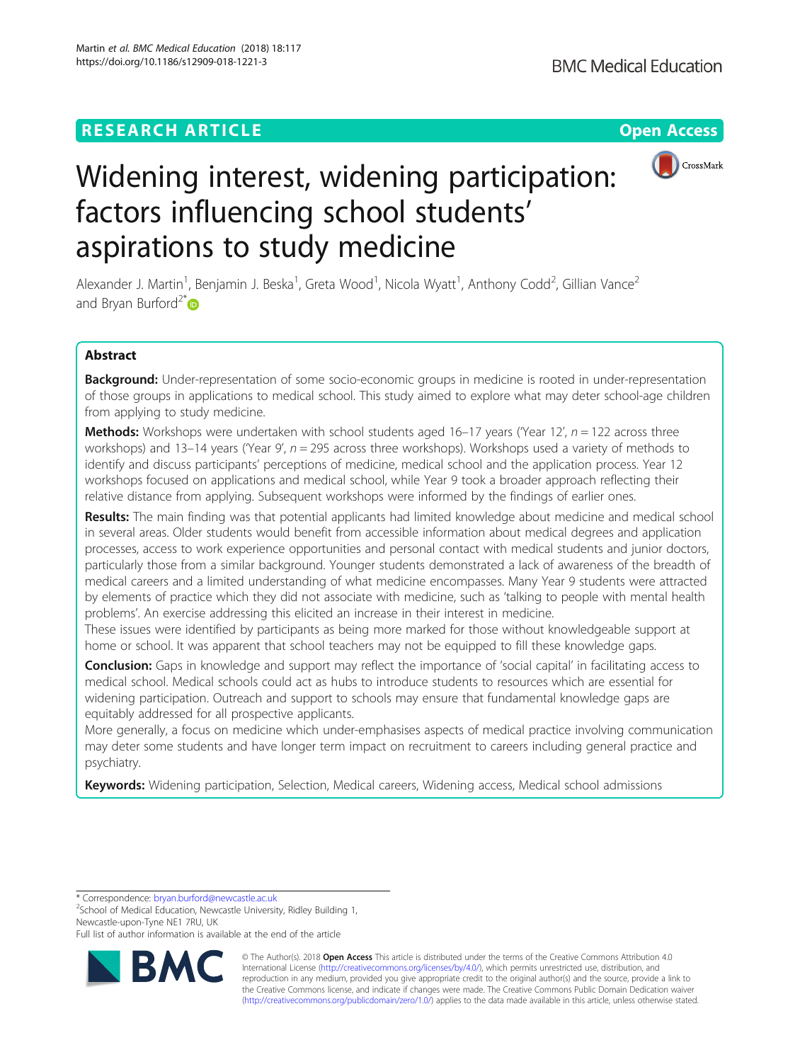RESEARCH ARTICLE

Open Access

# Widening interest, widening participation: factors influencing school students' aspirations to study medicine

Alexander J. Martin[1], Benjamin J. Beska[1], Greta Wood[1], Nicola Wyatt[1], Anthony Codd[2], Gillian Vance[2] and Bryan Burford[2*]

## Abstract

**Background:** Under-representation of some socio-economic groups in medicine is rooted in under-representation of those groups in applications to medical school. This study aimed to explore what may deter school-age children from applying to study medicine.

**Methods:** Workshops were undertaken with school students aged 16–17 years ('Year 12', $n = 122$ across three workshops) and 13–14 years ('Year 9', $n = 295$ across three workshops). Workshops used a variety of methods to identify and discuss participants' perceptions of medicine, medical school and the application process. Year 12 workshops focused on applications and medical school, while Year 9 took a broader approach reflecting their relative distance from applying. Subsequent workshops were informed by the findings of earlier ones.

**Results:** The main finding was that potential applicants had limited knowledge about medicine and medical school in several areas. Older students would benefit from accessible information about medical degrees and application processes, access to work experience opportunities and personal contact with medical students and junior doctors, particularly those from a similar background. Younger students demonstrated a lack of awareness of the breadth of medical careers and a limited understanding of what medicine encompasses. Many Year 9 students were attracted by elements of practice which they did not associate with medicine, such as 'talking to people with mental health problems'. An exercise addressing this elicited an increase in their interest in medicine.

These issues were identified by participants as being more marked for those without knowledgeable support at home or school. It was apparent that school teachers may not be equipped to fill these knowledge gaps.

**Conclusion:** Gaps in knowledge and support may reflect the importance of 'social capital' in facilitating access to medical school. Medical schools could act as hubs to introduce students to resources which are essential for widening participation. Outreach and support to schools may ensure that fundamental knowledge gaps are equitably addressed for all prospective applicants.

More generally, a focus on medicine which under-emphasises aspects of medical practice involving communication may deter some students and have longer term impact on recruitment to careers including general practice and psychiatry.

**Keywords:** Widening participation, Selection, Medical careers, Widening access, Medical school admissions

\* Correspondence: bryan.burford@newcastle.ac.uk

[2]School of Medical Education, Newcastle University, Ridley Building 1, Newcastle-upon-Tyne NE1 7RU, UK

Full list of author information is available at the end of the article

© The Author(s). 2018 **Open Access** This article is distributed under the terms of the Creative Commons Attribution 4.0 International License (http://creativecommons.org/licenses/by/4.0/), which permits unrestricted use, distribution, and reproduction in any medium, provided you give appropriate credit to the original author(s) and the source, provide a link to the Creative Commons license, and indicate if changes were made. The Creative Commons Public Domain Dedication waiver (http://creativecommons.org/publicdomain/zero/1.0/) applies to the data made available in this article, unless otherwise stated.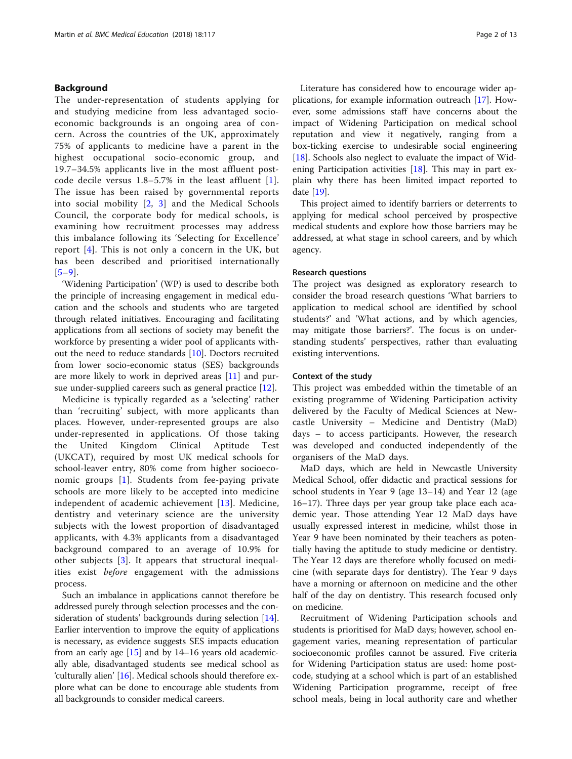## Background

The under-representation of students applying for and studying medicine from less advantaged socio-economic backgrounds is an ongoing area of concern. Across the countries of the UK, approximately 75% of applicants to medicine have a parent in the highest occupational socio-economic group, and 19.7–34.5% applicants live in the most affluent post-code decile versus 1.8–5.7% in the least affluent [1]. The issue has been raised by governmental reports into social mobility [2, 3] and the Medical Schools Council, the corporate body for medical schools, is examining how recruitment processes may address this imbalance following its 'Selecting for Excellence' report [4]. This is not only a concern in the UK, but has been described and prioritised internationally [5–9].

'Widening Participation' (WP) is used to describe both the principle of increasing engagement in medical education and the schools and students who are targeted through related initiatives. Encouraging and facilitating applications from all sections of society may benefit the workforce by presenting a wider pool of applicants without the need to reduce standards [10]. Doctors recruited from lower socio-economic status (SES) backgrounds are more likely to work in deprived areas [11] and pursue under-supplied careers such as general practice [12].

Medicine is typically regarded as a 'selecting' rather than 'recruiting' subject, with more applicants than places. However, under-represented groups are also under-represented in applications. Of those taking the United Kingdom Clinical Aptitude Test (UKCAT), required by most UK medical schools for school-leaver entry, 80% come from higher socioeconomic groups [1]. Students from fee-paying private schools are more likely to be accepted into medicine independent of academic achievement [13]. Medicine, dentistry and veterinary science are the university subjects with the lowest proportion of disadvantaged applicants, with 4.3% applicants from a disadvantaged background compared to an average of 10.9% for other subjects [3]. It appears that structural inequalities exist *before* engagement with the admissions process.

Such an imbalance in applications cannot therefore be addressed purely through selection processes and the consideration of students' backgrounds during selection [14]. Earlier intervention to improve the equity of applications is necessary, as evidence suggests SES impacts education from an early age [15] and by 14–16 years old academically able, disadvantaged students see medical school as 'culturally alien' [16]. Medical schools should therefore explore what can be done to encourage able students from all backgrounds to consider medical careers.

Literature has considered how to encourage wider applications, for example information outreach [17]. However, some admissions staff have concerns about the impact of Widening Participation on medical school reputation and view it negatively, ranging from a box-ticking exercise to undesirable social engineering [18]. Schools also neglect to evaluate the impact of Widening Participation activities [18]. This may in part explain why there has been limited impact reported to date [19].

This project aimed to identify barriers or deterrents to applying for medical school perceived by prospective medical students and explore how those barriers may be addressed, at what stage in school careers, and by which agency.

### Research questions

The project was designed as exploratory research to consider the broad research questions 'What barriers to application to medical school are identified by school students?' and 'What actions, and by which agencies, may mitigate those barriers?'. The focus is on understanding students' perspectives, rather than evaluating existing interventions.

### Context of the study

This project was embedded within the timetable of an existing programme of Widening Participation activity delivered by the Faculty of Medical Sciences at Newcastle University – Medicine and Dentistry (MaD) days – to access participants. However, the research was developed and conducted independently of the organisers of the MaD days.

MaD days, which are held in Newcastle University Medical School, offer didactic and practical sessions for school students in Year 9 (age 13–14) and Year 12 (age 16–17). Three days per year group take place each academic year. Those attending Year 12 MaD days have usually expressed interest in medicine, whilst those in Year 9 have been nominated by their teachers as potentially having the aptitude to study medicine or dentistry. The Year 12 days are therefore wholly focused on medicine (with separate days for dentistry). The Year 9 days have a morning or afternoon on medicine and the other half of the day on dentistry. This research focused only on medicine.

Recruitment of Widening Participation schools and students is prioritised for MaD days; however, school engagement varies, meaning representation of particular socioeconomic profiles cannot be assured. Five criteria for Widening Participation status are used: home postcode, studying at a school which is part of an established Widening Participation programme, receipt of free school meals, being in local authority care and whether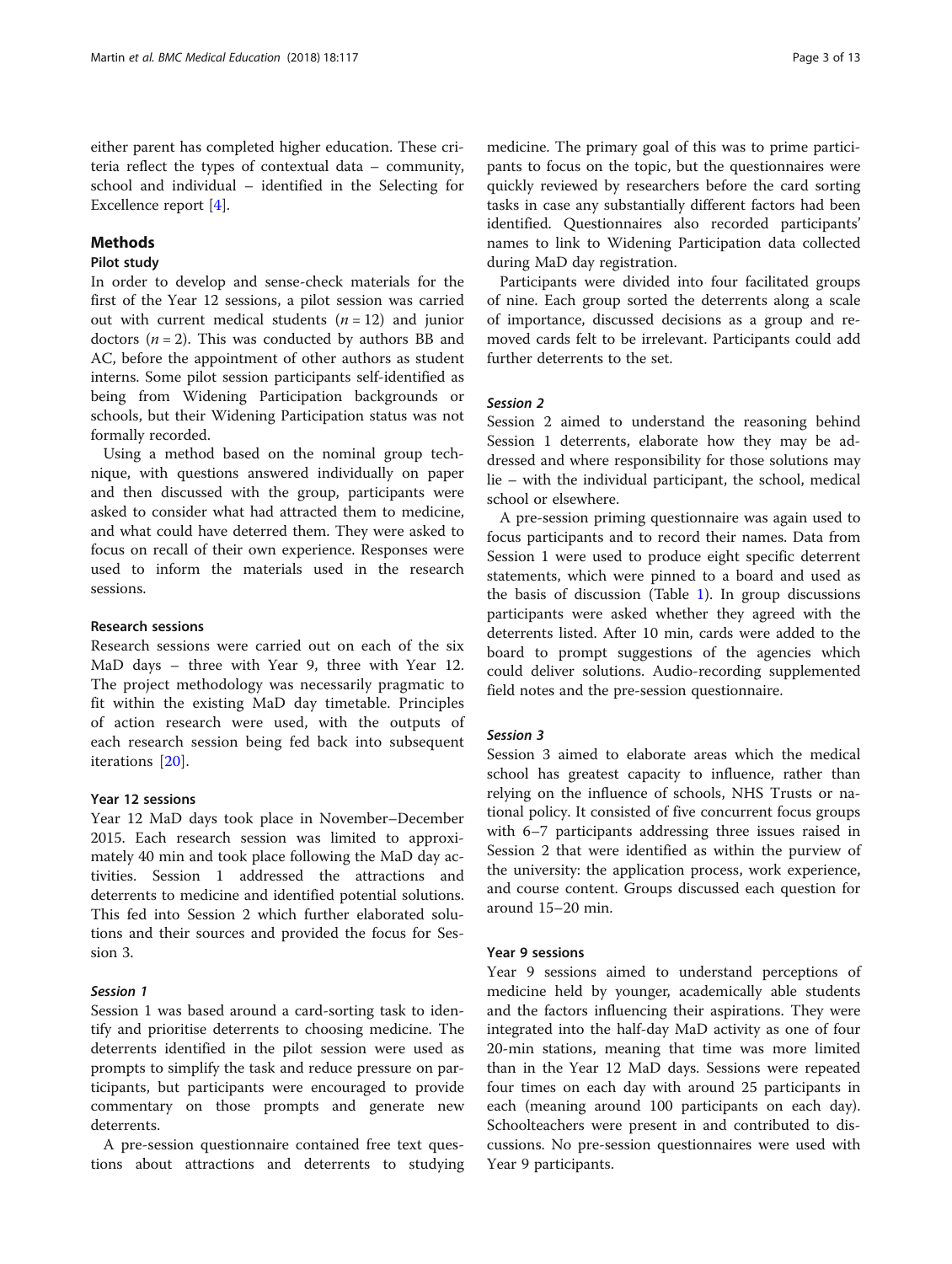either parent has completed higher education. These criteria reflect the types of contextual data – community, school and individual – identified in the Selecting for Excellence report [4].

## Methods

### Pilot study

In order to develop and sense-check materials for the first of the Year 12 sessions, a pilot session was carried out with current medical students ($n = 12$) and junior doctors ($n = 2$). This was conducted by authors BB and AC, before the appointment of other authors as student interns. Some pilot session participants self-identified as being from Widening Participation backgrounds or schools, but their Widening Participation status was not formally recorded.

Using a method based on the nominal group technique, with questions answered individually on paper and then discussed with the group, participants were asked to consider what had attracted them to medicine, and what could have deterred them. They were asked to focus on recall of their own experience. Responses were used to inform the materials used in the research sessions.

### Research sessions

Research sessions were carried out on each of the six MaD days – three with Year 9, three with Year 12. The project methodology was necessarily pragmatic to fit within the existing MaD day timetable. Principles of action research were used, with the outputs of each research session being fed back into subsequent iterations [20].

### Year 12 sessions

Year 12 MaD days took place in November–December 2015. Each research session was limited to approximately 40 min and took place following the MaD day activities. Session 1 addressed the attractions and deterrents to medicine and identified potential solutions. This fed into Session 2 which further elaborated solutions and their sources and provided the focus for Session 3.

#### *Session 1*

Session 1 was based around a card-sorting task to identify and prioritise deterrents to choosing medicine. The deterrents identified in the pilot session were used as prompts to simplify the task and reduce pressure on participants, but participants were encouraged to provide commentary on those prompts and generate new deterrents.

A pre-session questionnaire contained free text questions about attractions and deterrents to studying medicine. The primary goal of this was to prime participants to focus on the topic, but the questionnaires were quickly reviewed by researchers before the card sorting tasks in case any substantially different factors had been identified. Questionnaires also recorded participants' names to link to Widening Participation data collected during MaD day registration.

Participants were divided into four facilitated groups of nine. Each group sorted the deterrents along a scale of importance, discussed decisions as a group and removed cards felt to be irrelevant. Participants could add further deterrents to the set.

#### *Session 2*

Session 2 aimed to understand the reasoning behind Session 1 deterrents, elaborate how they may be addressed and where responsibility for those solutions may lie – with the individual participant, the school, medical school or elsewhere.

A pre-session priming questionnaire was again used to focus participants and to record their names. Data from Session 1 were used to produce eight specific deterrent statements, which were pinned to a board and used as the basis of discussion (Table 1). In group discussions participants were asked whether they agreed with the deterrents listed. After 10 min, cards were added to the board to prompt suggestions of the agencies which could deliver solutions. Audio-recording supplemented field notes and the pre-session questionnaire.

#### *Session 3*

Session 3 aimed to elaborate areas which the medical school has greatest capacity to influence, rather than relying on the influence of schools, NHS Trusts or national policy. It consisted of five concurrent focus groups with 6–7 participants addressing three issues raised in Session 2 that were identified as within the purview of the university: the application process, work experience, and course content. Groups discussed each question for around 15–20 min.

### Year 9 sessions

Year 9 sessions aimed to understand perceptions of medicine held by younger, academically able students and the factors influencing their aspirations. They were integrated into the half-day MaD activity as one of four 20-min stations, meaning that time was more limited than in the Year 12 MaD days. Sessions were repeated four times on each day with around 25 participants in each (meaning around 100 participants on each day). Schoolteachers were present in and contributed to discussions. No pre-session questionnaires were used with Year 9 participants.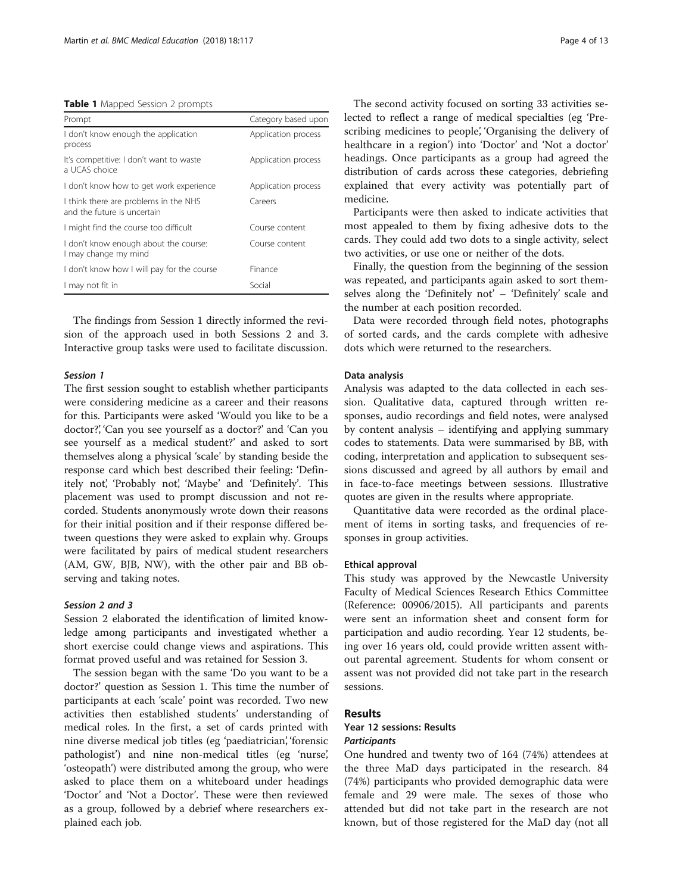**Table 1** Mapped Session 2 prompts

| Prompt | Category based upon |
|---|---|
| I don't know enough the application process | Application process |
| It's competitive: I don't want to waste a UCAS choice | Application process |
| I don't know how to get work experience | Application process |
| I think there are problems in the NHS and the future is uncertain | Careers |
| I might find the course too difficult | Course content |
| I don't know enough about the course: I may change my mind | Course content |
| I don't know how I will pay for the course | Finance |
| I may not fit in | Social |

The findings from Session 1 directly informed the revision of the approach used in both Sessions 2 and 3. Interactive group tasks were used to facilitate discussion.

#### *Session 1*

The first session sought to establish whether participants were considering medicine as a career and their reasons for this. Participants were asked 'Would you like to be a doctor?', 'Can you see yourself as a doctor?' and 'Can you see yourself as a medical student?' and asked to sort themselves along a physical 'scale' by standing beside the response card which best described their feeling: 'Definitely not', 'Probably not', 'Maybe' and 'Definitely'. This placement was used to prompt discussion and not recorded. Students anonymously wrote down their reasons for their initial position and if their response differed between questions they were asked to explain why. Groups were facilitated by pairs of medical student researchers (AM, GW, BJB, NW), with the other pair and BB observing and taking notes.

#### *Session 2 and 3*

Session 2 elaborated the identification of limited knowledge among participants and investigated whether a short exercise could change views and aspirations. This format proved useful and was retained for Session 3.

The session began with the same 'Do you want to be a doctor?' question as Session 1. This time the number of participants at each 'scale' point was recorded. Two new activities then established students' understanding of medical roles. In the first, a set of cards printed with nine diverse medical job titles (eg 'paediatrician', 'forensic pathologist') and nine non-medical titles (eg 'nurse', 'osteopath') were distributed among the group, who were asked to place them on a whiteboard under headings 'Doctor' and 'Not a Doctor'. These were then reviewed as a group, followed by a debrief where researchers explained each job.

The second activity focused on sorting 33 activities selected to reflect a range of medical specialties (eg 'Prescribing medicines to people', 'Organising the delivery of healthcare in a region') into 'Doctor' and 'Not a doctor' headings. Once participants as a group had agreed the distribution of cards across these categories, debriefing explained that every activity was potentially part of medicine.

Participants were then asked to indicate activities that most appealed to them by fixing adhesive dots to the cards. They could add two dots to a single activity, select two activities, or use one or neither of the dots.

Finally, the question from the beginning of the session was repeated, and participants again asked to sort themselves along the 'Definitely not' – 'Definitely' scale and the number at each position recorded.

Data were recorded through field notes, photographs of sorted cards, and the cards complete with adhesive dots which were returned to the researchers.

### Data analysis

Analysis was adapted to the data collected in each session. Qualitative data, captured through written responses, audio recordings and field notes, were analysed by content analysis – identifying and applying summary codes to statements. Data were summarised by BB, with coding, interpretation and application to subsequent sessions discussed and agreed by all authors by email and in face-to-face meetings between sessions. Illustrative quotes are given in the results where appropriate.

Quantitative data were recorded as the ordinal placement of items in sorting tasks, and frequencies of responses in group activities.

### Ethical approval

This study was approved by the Newcastle University Faculty of Medical Sciences Research Ethics Committee (Reference: 00906/2015). All participants and parents were sent an information sheet and consent form for participation and audio recording. Year 12 students, being over 16 years old, could provide written assent without parental agreement. Students for whom consent or assent was not provided did not take part in the research sessions.

## Results

### Year 12 sessions: Results

#### *Participants*

One hundred and twenty two of 164 (74%) attendees at the three MaD days participated in the research. 84 (74%) participants who provided demographic data were female and 29 were male. The sexes of those who attended but did not take part in the research are not known, but of those registered for the MaD day (not all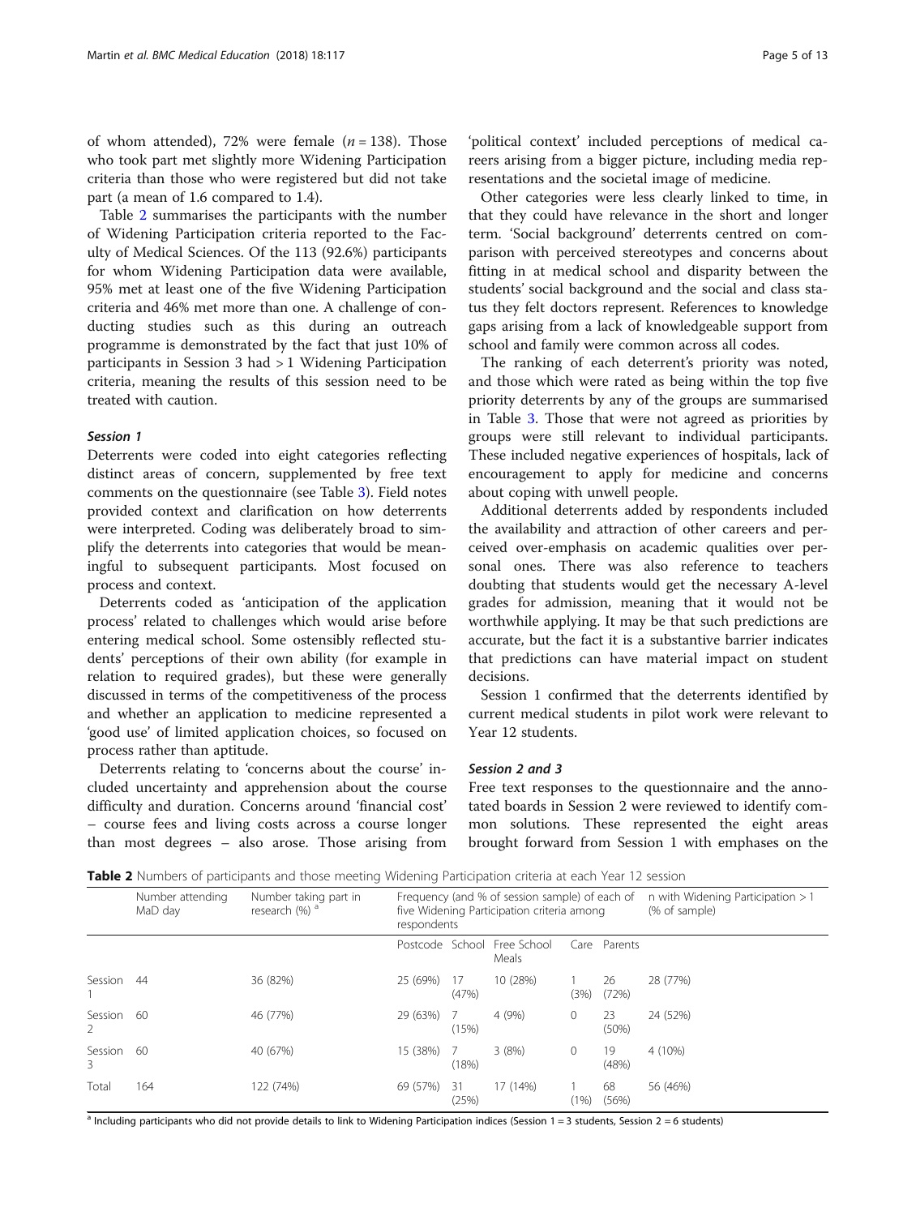of whom attended), 72% were female ($n = 138$). Those who took part met slightly more Widening Participation criteria than those who were registered but did not take part (a mean of 1.6 compared to 1.4).

Table 2 summarises the participants with the number of Widening Participation criteria reported to the Faculty of Medical Sciences. Of the 113 (92.6%) participants for whom Widening Participation data were available, 95% met at least one of the five Widening Participation criteria and 46% met more than one. A challenge of conducting studies such as this during an outreach programme is demonstrated by the fact that just 10% of participants in Session 3 had > 1 Widening Participation criteria, meaning the results of this session need to be treated with caution.

### Session 1

Deterrents were coded into eight categories reflecting distinct areas of concern, supplemented by free text comments on the questionnaire (see Table 3). Field notes provided context and clarification on how deterrents were interpreted. Coding was deliberately broad to simplify the deterrents into categories that would be meaningful to subsequent participants. Most focused on process and context.

Deterrents coded as 'anticipation of the application process' related to challenges which would arise before entering medical school. Some ostensibly reflected students' perceptions of their own ability (for example in relation to required grades), but these were generally discussed in terms of the competitiveness of the process and whether an application to medicine represented a 'good use' of limited application choices, so focused on process rather than aptitude.

Deterrents relating to 'concerns about the course' included uncertainty and apprehension about the course difficulty and duration. Concerns around 'financial cost' – course fees and living costs across a course longer than most degrees – also arose. Those arising from 'political context' included perceptions of medical careers arising from a bigger picture, including media representations and the societal image of medicine.

Other categories were less clearly linked to time, in that they could have relevance in the short and longer term. 'Social background' deterrents centred on comparison with perceived stereotypes and concerns about fitting in at medical school and disparity between the students' social background and the social and class status they felt doctors represent. References to knowledge gaps arising from a lack of knowledgeable support from school and family were common across all codes.

The ranking of each deterrent's priority was noted, and those which were rated as being within the top five priority deterrents by any of the groups are summarised in Table 3. Those that were not agreed as priorities by groups were still relevant to individual participants. These included negative experiences of hospitals, lack of encouragement to apply for medicine and concerns about coping with unwell people.

Additional deterrents added by respondents included the availability and attraction of other careers and perceived over-emphasis on academic qualities over personal ones. There was also reference to teachers doubting that students would get the necessary A-level grades for admission, meaning that it would not be worthwhile applying. It may be that such predictions are accurate, but the fact it is a substantive barrier indicates that predictions can have material impact on student decisions.

Session 1 confirmed that the deterrents identified by current medical students in pilot work were relevant to Year 12 students.

### Session 2 and 3

Free text responses to the questionnaire and the annotated boards in Session 2 were reviewed to identify common solutions. These represented the eight areas brought forward from Session 1 with emphases on the

**Table 2** Numbers of participants and those meeting Widening Participation criteria at each Year 12 session

| | Number attending MaD day | Number taking part in research (%) [a] | Frequency (and % of session sample) of each of five Widening Participation criteria among respondents | | | | | n with Widening Participation > 1 (% of sample) |
|---|---|---|---|---|---|---|---|---|
| | | | Postcode | School | Free School Meals | Care | Parents | |
| Session 1 | 44 | 36 (82%) | 25 (69%) | 17 (47%) | 10 (28%) | 1 (3%) | 26 (72%) | 28 (77%) |
| Session 2 | 60 | 46 (77%) | 29 (63%) | 7 (15%) | 4 (9%) | 0 | 23 (50%) | 24 (52%) |
| Session 3 | 60 | 40 (67%) | 15 (38%) | 7 (18%) | 3 (8%) | 0 | 19 (48%) | 4 (10%) |
| Total | 164 | 122 (74%) | 69 (57%) | 31 (25%) | 17 (14%) | 1 (1%) | 68 (56%) | 56 (46%) |

[a] Including participants who did not provide details to link to Widening Participation indices (Session 1 = 3 students, Session 2 = 6 students)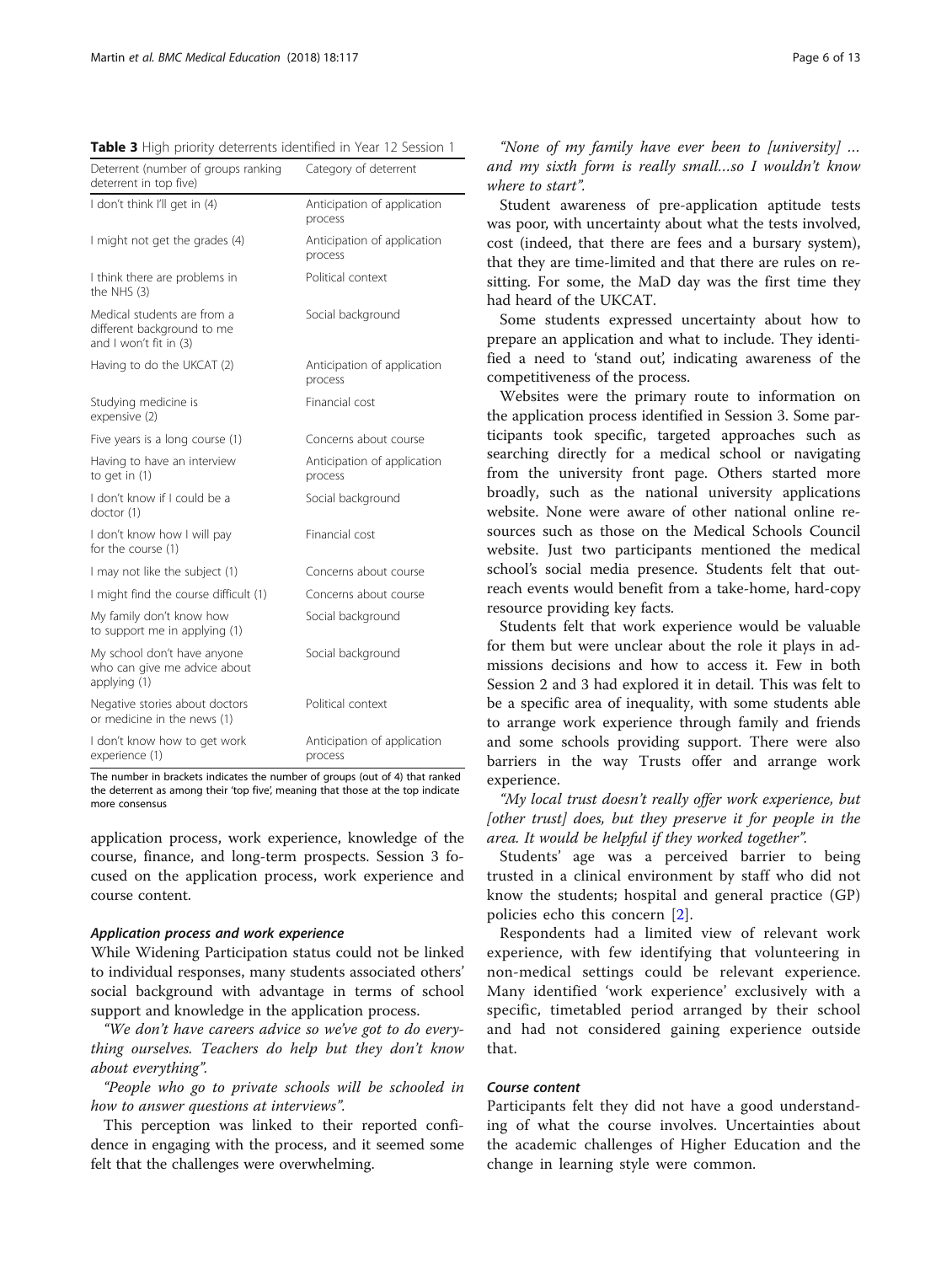**Table 3** High priority deterrents identified in Year 12 Session 1

| Deterrent (number of groups ranking deterrent in top five) | Category of deterrent |
|---|---|
| I don't think I'll get in (4) | Anticipation of application process |
| I might not get the grades (4) | Anticipation of application process |
| I think there are problems in the NHS (3) | Political context |
| Medical students are from a different background to me and I won't fit in (3) | Social background |
| Having to do the UKCAT (2) | Anticipation of application process |
| Studying medicine is expensive (2) | Financial cost |
| Five years is a long course (1) | Concerns about course |
| Having to have an interview to get in (1) | Anticipation of application process |
| I don't know if I could be a doctor (1) | Social background |
| I don't know how I will pay for the course (1) | Financial cost |
| I may not like the subject (1) | Concerns about course |
| I might find the course difficult (1) | Concerns about course |
| My family don't know how to support me in applying (1) | Social background |
| My school don't have anyone who can give me advice about applying (1) | Social background |
| Negative stories about doctors or medicine in the news (1) | Political context |
| I don't know how to get work experience (1) | Anticipation of application process |

The number in brackets indicates the number of groups (out of 4) that ranked the deterrent as among their 'top five', meaning that those at the top indicate more consensus

application process, work experience, knowledge of the course, finance, and long-term prospects. Session 3 focused on the application process, work experience and course content.

#### *Application process and work experience*

While Widening Participation status could not be linked to individual responses, many students associated others' social background with advantage in terms of school support and knowledge in the application process.

*"We don't have careers advice so we've got to do everything ourselves. Teachers do help but they don't know about everything".*

*"People who go to private schools will be schooled in how to answer questions at interviews".*

This perception was linked to their reported confidence in engaging with the process, and it seemed some felt that the challenges were overwhelming.

*"None of my family have ever been to [university] … and my sixth form is really small…so I wouldn't know where to start".*

Student awareness of pre-application aptitude tests was poor, with uncertainty about what the tests involved, cost (indeed, that there are fees and a bursary system), that they are time-limited and that there are rules on re-sitting. For some, the MaD day was the first time they had heard of the UKCAT.

Some students expressed uncertainty about how to prepare an application and what to include. They identified a need to 'stand out', indicating awareness of the competitiveness of the process.

Websites were the primary route to information on the application process identified in Session 3. Some participants took specific, targeted approaches such as searching directly for a medical school or navigating from the university front page. Others started more broadly, such as the national university applications website. None were aware of other national online resources such as those on the Medical Schools Council website. Just two participants mentioned the medical school's social media presence. Students felt that outreach events would benefit from a take-home, hard-copy resource providing key facts.

Students felt that work experience would be valuable for them but were unclear about the role it plays in admissions decisions and how to access it. Few in both Session 2 and 3 had explored it in detail. This was felt to be a specific area of inequality, with some students able to arrange work experience through family and friends and some schools providing support. There were also barriers in the way Trusts offer and arrange work experience.

*"My local trust doesn't really offer work experience, but [other trust] does, but they preserve it for people in the area. It would be helpful if they worked together".*

Students' age was a perceived barrier to being trusted in a clinical environment by staff who did not know the students; hospital and general practice (GP) policies echo this concern [2].

Respondents had a limited view of relevant work experience, with few identifying that volunteering in non-medical settings could be relevant experience. Many identified 'work experience' exclusively with a specific, timetabled period arranged by their school and had not considered gaining experience outside that.

#### *Course content*

Participants felt they did not have a good understanding of what the course involves. Uncertainties about the academic challenges of Higher Education and the change in learning style were common.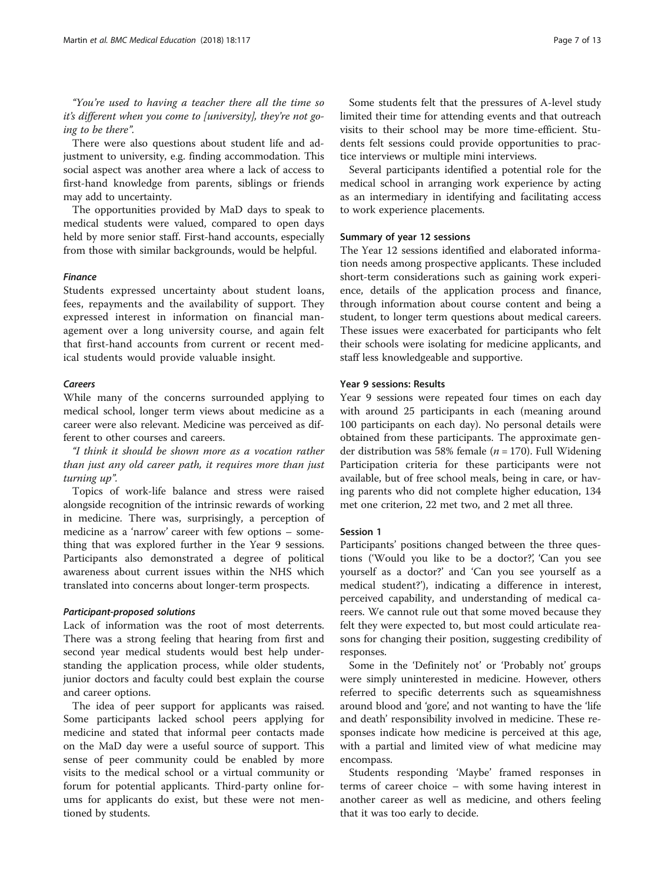*"You're used to having a teacher there all the time so it's different when you come to [university], they're not going to be there".*

There were also questions about student life and adjustment to university, e.g. finding accommodation. This social aspect was another area where a lack of access to first-hand knowledge from parents, siblings or friends may add to uncertainty.

The opportunities provided by MaD days to speak to medical students were valued, compared to open days held by more senior staff. First-hand accounts, especially from those with similar backgrounds, would be helpful.

#### *Finance*

Students expressed uncertainty about student loans, fees, repayments and the availability of support. They expressed interest in information on financial management over a long university course, and again felt that first-hand accounts from current or recent medical students would provide valuable insight.

#### *Careers*

While many of the concerns surrounded applying to medical school, longer term views about medicine as a career were also relevant. Medicine was perceived as different to other courses and careers.

*"I think it should be shown more as a vocation rather than just any old career path, it requires more than just turning up".*

Topics of work-life balance and stress were raised alongside recognition of the intrinsic rewards of working in medicine. There was, surprisingly, a perception of medicine as a 'narrow' career with few options – something that was explored further in the Year 9 sessions. Participants also demonstrated a degree of political awareness about current issues within the NHS which translated into concerns about longer-term prospects.

#### *Participant-proposed solutions*

Lack of information was the root of most deterrents. There was a strong feeling that hearing from first and second year medical students would best help understanding the application process, while older students, junior doctors and faculty could best explain the course and career options.

The idea of peer support for applicants was raised. Some participants lacked school peers applying for medicine and stated that informal peer contacts made on the MaD day were a useful source of support. This sense of peer community could be enabled by more visits to the medical school or a virtual community or forum for potential applicants. Third-party online forums for applicants do exist, but these were not mentioned by students.

Some students felt that the pressures of A-level study limited their time for attending events and that outreach visits to their school may be more time-efficient. Students felt sessions could provide opportunities to practice interviews or multiple mini interviews.

Several participants identified a potential role for the medical school in arranging work experience by acting as an intermediary in identifying and facilitating access to work experience placements.

### Summary of year 12 sessions

The Year 12 sessions identified and elaborated information needs among prospective applicants. These included short-term considerations such as gaining work experience, details of the application process and finance, through information about course content and being a student, to longer term questions about medical careers. These issues were exacerbated for participants who felt their schools were isolating for medicine applicants, and staff less knowledgeable and supportive.

### Year 9 sessions: Results

Year 9 sessions were repeated four times on each day with around 25 participants in each (meaning around 100 participants on each day). No personal details were obtained from these participants. The approximate gender distribution was 58% female ($n = 170$). Full Widening Participation criteria for these participants were not available, but of free school meals, being in care, or having parents who did not complete higher education, 134 met one criterion, 22 met two, and 2 met all three.

### Session 1

Participants' positions changed between the three questions ('Would you like to be a doctor?', 'Can you see yourself as a doctor?' and 'Can you see yourself as a medical student?'), indicating a difference in interest, perceived capability, and understanding of medical careers. We cannot rule out that some moved because they felt they were expected to, but most could articulate reasons for changing their position, suggesting credibility of responses.

Some in the 'Definitely not' or 'Probably not' groups were simply uninterested in medicine. However, others referred to specific deterrents such as squeamishness around blood and 'gore', and not wanting to have the 'life and death' responsibility involved in medicine. These responses indicate how medicine is perceived at this age, with a partial and limited view of what medicine may encompass.

Students responding 'Maybe' framed responses in terms of career choice – with some having interest in another career as well as medicine, and others feeling that it was too early to decide.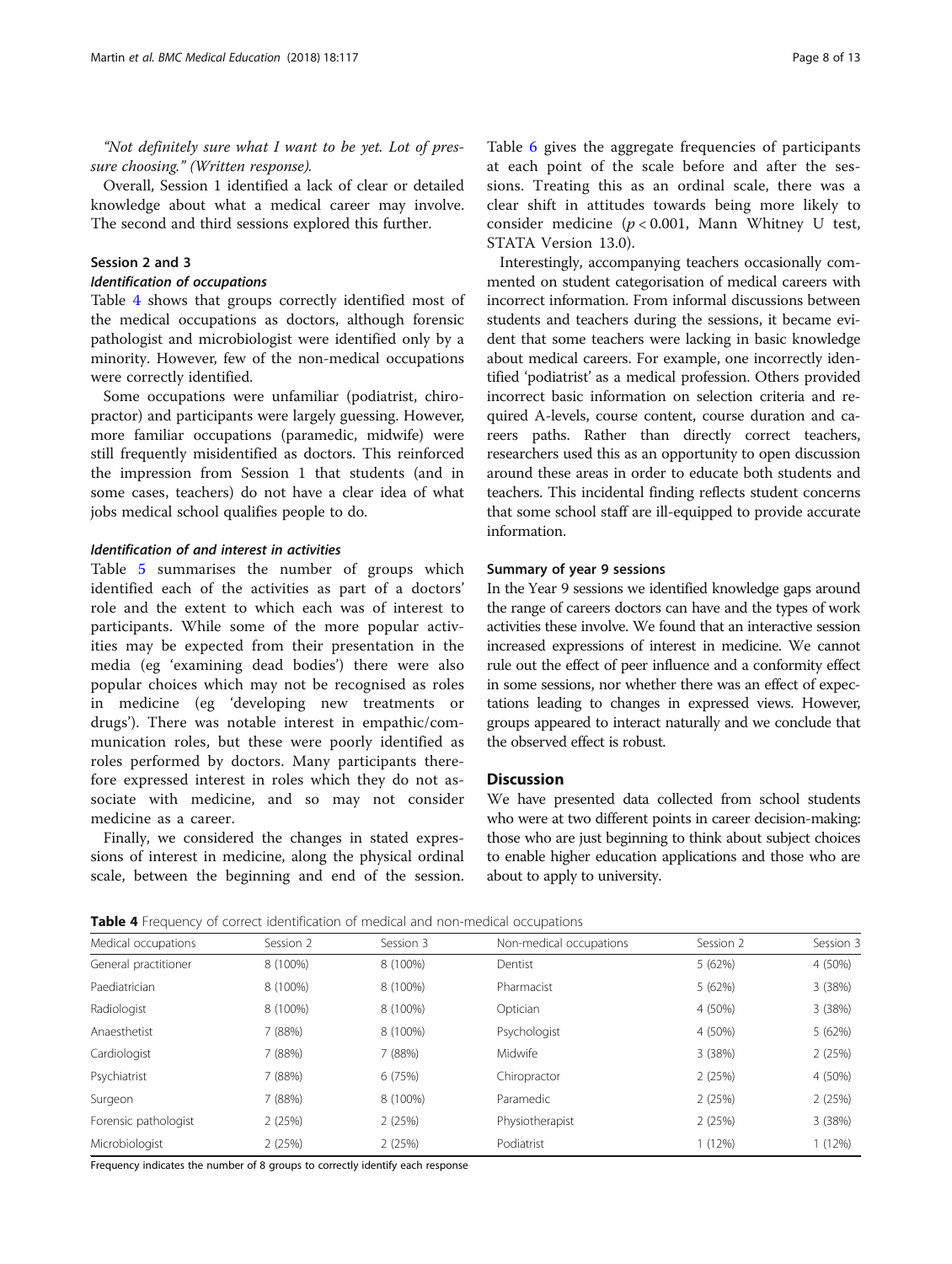*"Not definitely sure what I want to be yet. Lot of pressure choosing." (Written response).*

Overall, Session 1 identified a lack of clear or detailed knowledge about what a medical career may involve. The second and third sessions explored this further.

### Session 2 and 3

#### *Identification of occupations*

Table 4 shows that groups correctly identified most of the medical occupations as doctors, although forensic pathologist and microbiologist were identified only by a minority. However, few of the non-medical occupations were correctly identified.

Some occupations were unfamiliar (podiatrist, chiropractor) and participants were largely guessing. However, more familiar occupations (paramedic, midwife) were still frequently misidentified as doctors. This reinforced the impression from Session 1 that students (and in some cases, teachers) do not have a clear idea of what jobs medical school qualifies people to do.

#### *Identification of and interest in activities*

Table 5 summarises the number of groups which identified each of the activities as part of a doctors' role and the extent to which each was of interest to participants. While some of the more popular activities may be expected from their presentation in the media (eg 'examining dead bodies') there were also popular choices which may not be recognised as roles in medicine (eg 'developing new treatments or drugs'). There was notable interest in empathic/communication roles, but these were poorly identified as roles performed by doctors. Many participants therefore expressed interest in roles which they do not associate with medicine, and so may not consider medicine as a career.

Finally, we considered the changes in stated expressions of interest in medicine, along the physical ordinal scale, between the beginning and end of the session. Table 6 gives the aggregate frequencies of participants at each point of the scale before and after the sessions. Treating this as an ordinal scale, there was a clear shift in attitudes towards being more likely to consider medicine ($p < 0.001$, Mann Whitney U test, STATA Version 13.0).

Interestingly, accompanying teachers occasionally commented on student categorisation of medical careers with incorrect information. From informal discussions between students and teachers during the sessions, it became evident that some teachers were lacking in basic knowledge about medical careers. For example, one incorrectly identified 'podiatrist' as a medical profession. Others provided incorrect basic information on selection criteria and required A-levels, course content, course duration and careers paths. Rather than directly correct teachers, researchers used this as an opportunity to open discussion around these areas in order to educate both students and teachers. This incidental finding reflects student concerns that some school staff are ill-equipped to provide accurate information.

### Summary of year 9 sessions

In the Year 9 sessions we identified knowledge gaps around the range of careers doctors can have and the types of work activities these involve. We found that an interactive session increased expressions of interest in medicine. We cannot rule out the effect of peer influence and a conformity effect in some sessions, nor whether there was an effect of expectations leading to changes in expressed views. However, groups appeared to interact naturally and we conclude that the observed effect is robust.

## Discussion

We have presented data collected from school students who were at two different points in career decision-making: those who are just beginning to think about subject choices to enable higher education applications and those who are about to apply to university.

**Table 4** Frequency of correct identification of medical and non-medical occupations

| Medical occupations | Session 2 | Session 3 | Non-medical occupations | Session 2 | Session 3 |
|---|---|---|---|---|---|
| General practitioner | 8 (100%) | 8 (100%) | Dentist | 5 (62%) | 4 (50%) |
| Paediatrician | 8 (100%) | 8 (100%) | Pharmacist | 5 (62%) | 3 (38%) |
| Radiologist | 8 (100%) | 8 (100%) | Optician | 4 (50%) | 3 (38%) |
| Anaesthetist | 7 (88%) | 8 (100%) | Psychologist | 4 (50%) | 5 (62%) |
| Cardiologist | 7 (88%) | 7 (88%) | Midwife | 3 (38%) | 2 (25%) |
| Psychiatrist | 7 (88%) | 6 (75%) | Chiropractor | 2 (25%) | 4 (50%) |
| Surgeon | 7 (88%) | 8 (100%) | Paramedic | 2 (25%) | 2 (25%) |
| Forensic pathologist | 2 (25%) | 2 (25%) | Physiotherapist | 2 (25%) | 3 (38%) |
| Microbiologist | 2 (25%) | 2 (25%) | Podiatrist | 1 (12%) | 1 (12%) |

Frequency indicates the number of 8 groups to correctly identify each response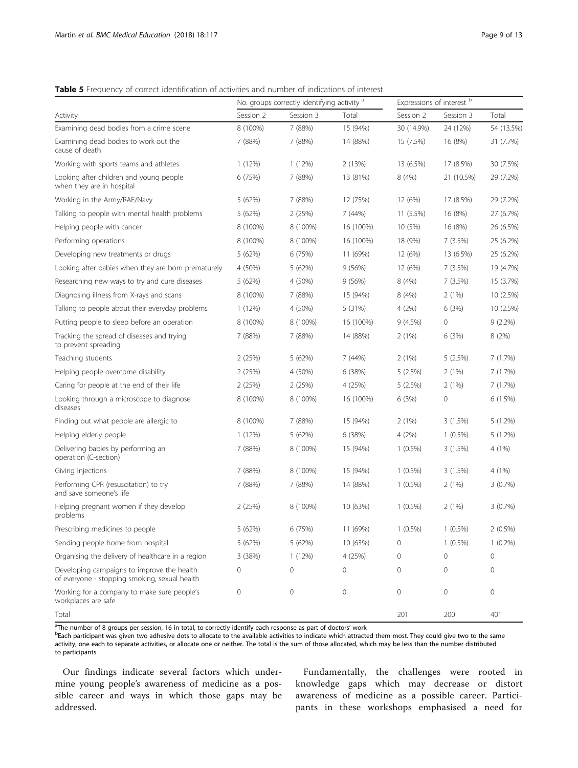**Table 5** Frequency of correct identification of activities and number of indications of interest

| Activity | No. groups correctly identifying activity [a] | | | Expressions of interest [b] | | |
|---|---|---|---|---|---|---|
| | Session 2 | Session 3 | Total | Session 2 | Session 3 | Total |
| Examining dead bodies from a crime scene | 8 (100%) | 7 (88%) | 15 (94%) | 30 (14.9%) | 24 (12%) | 54 (13.5%) |
| Examining dead bodies to work out the cause of death | 7 (88%) | 7 (88%) | 14 (88%) | 15 (7.5%) | 16 (8%) | 31 (7.7%) |
| Working with sports teams and athletes | 1 (12%) | 1 (12%) | 2 (13%) | 13 (6.5%) | 17 (8.5%) | 30 (7.5%) |
| Looking after children and young people when they are in hospital | 6 (75%) | 7 (88%) | 13 (81%) | 8 (4%) | 21 (10.5%) | 29 (7.2%) |
| Working in the Army/RAF/Navy | 5 (62%) | 7 (88%) | 12 (75%) | 12 (6%) | 17 (8.5%) | 29 (7.2%) |
| Talking to people with mental health problems | 5 (62%) | 2 (25%) | 7 (44%) | 11 (5.5%) | 16 (8%) | 27 (6.7%) |
| Helping people with cancer | 8 (100%) | 8 (100%) | 16 (100%) | 10 (5%) | 16 (8%) | 26 (6.5%) |
| Performing operations | 8 (100%) | 8 (100%) | 16 (100%) | 18 (9%) | 7 (3.5%) | 25 (6.2%) |
| Developing new treatments or drugs | 5 (62%) | 6 (75%) | 11 (69%) | 12 (6%) | 13 (6.5%) | 25 (6.2%) |
| Looking after babies when they are born prematurely | 4 (50%) | 5 (62%) | 9 (56%) | 12 (6%) | 7 (3.5%) | 19 (4.7%) |
| Researching new ways to try and cure diseases | 5 (62%) | 4 (50%) | 9 (56%) | 8 (4%) | 7 (3.5%) | 15 (3.7%) |
| Diagnosing illness from X-rays and scans | 8 (100%) | 7 (88%) | 15 (94%) | 8 (4%) | 2 (1%) | 10 (2.5%) |
| Talking to people about their everyday problems | 1 (12%) | 4 (50%) | 5 (31%) | 4 (2%) | 6 (3%) | 10 (2.5%) |
| Putting people to sleep before an operation | 8 (100%) | 8 (100%) | 16 (100%) | 9 (4.5%) | 0 | 9 (2.2%) |
| Tracking the spread of diseases and trying to prevent spreading | 7 (88%) | 7 (88%) | 14 (88%) | 2 (1%) | 6 (3%) | 8 (2%) |
| Teaching students | 2 (25%) | 5 (62%) | 7 (44%) | 2 (1%) | 5 (2.5%) | 7 (1.7%) |
| Helping people overcome disability | 2 (25%) | 4 (50%) | 6 (38%) | 5 (2.5%) | 2 (1%) | 7 (1.7%) |
| Caring for people at the end of their life | 2 (25%) | 2 (25%) | 4 (25%) | 5 (2.5%) | 2 (1%) | 7 (1.7%) |
| Looking through a microscope to diagnose diseases | 8 (100%) | 8 (100%) | 16 (100%) | 6 (3%) | 0 | 6 (1.5%) |
| Finding out what people are allergic to | 8 (100%) | 7 (88%) | 15 (94%) | 2 (1%) | 3 (1.5%) | 5 (1.2%) |
| Helping elderly people | 1 (12%) | 5 (62%) | 6 (38%) | 4 (2%) | 1 (0.5%) | 5 (1.2%) |
| Delivering babies by performing an operation (C-section) | 7 (88%) | 8 (100%) | 15 (94%) | 1 (0.5%) | 3 (1.5%) | 4 (1%) |
| Giving injections | 7 (88%) | 8 (100%) | 15 (94%) | 1 (0.5%) | 3 (1.5%) | 4 (1%) |
| Performing CPR (resuscitation) to try and save someone's life | 7 (88%) | 7 (88%) | 14 (88%) | 1 (0.5%) | 2 (1%) | 3 (0.7%) |
| Helping pregnant women if they develop problems | 2 (25%) | 8 (100%) | 10 (63%) | 1 (0.5%) | 2 (1%) | 3 (0.7%) |
| Prescribing medicines to people | 5 (62%) | 6 (75%) | 11 (69%) | 1 (0.5%) | 1 (0.5%) | 2 (0.5%) |
| Sending people home from hospital | 5 (62%) | 5 (62%) | 10 (63%) | 0 | 1 (0.5%) | 1 (0.2%) |
| Organising the delivery of healthcare in a region | 3 (38%) | 1 (12%) | 4 (25%) | 0 | 0 | 0 |
| Developing campaigns to improve the health of everyone - stopping smoking, sexual health | 0 | 0 | 0 | 0 | 0 | 0 |
| Working for a company to make sure people's workplaces are safe | 0 | 0 | 0 | 0 | 0 | 0 |
| Total | | | | 201 | 200 | 401 |

[a]The number of 8 groups per session, 16 in total, to correctly identify each response as part of doctors' work

[b]Each participant was given two adhesive dots to allocate to the available activities to indicate which attracted them most. They could give two to the same activity, one each to separate activities, or allocate one or neither. The total is the sum of those allocated, which may be less than the number distributed to participants

Our findings indicate several factors which undermine young people's awareness of medicine as a possible career and ways in which those gaps may be addressed.

Fundamentally, the challenges were rooted in knowledge gaps which may decrease or distort awareness of medicine as a possible career. Participants in these workshops emphasised a need for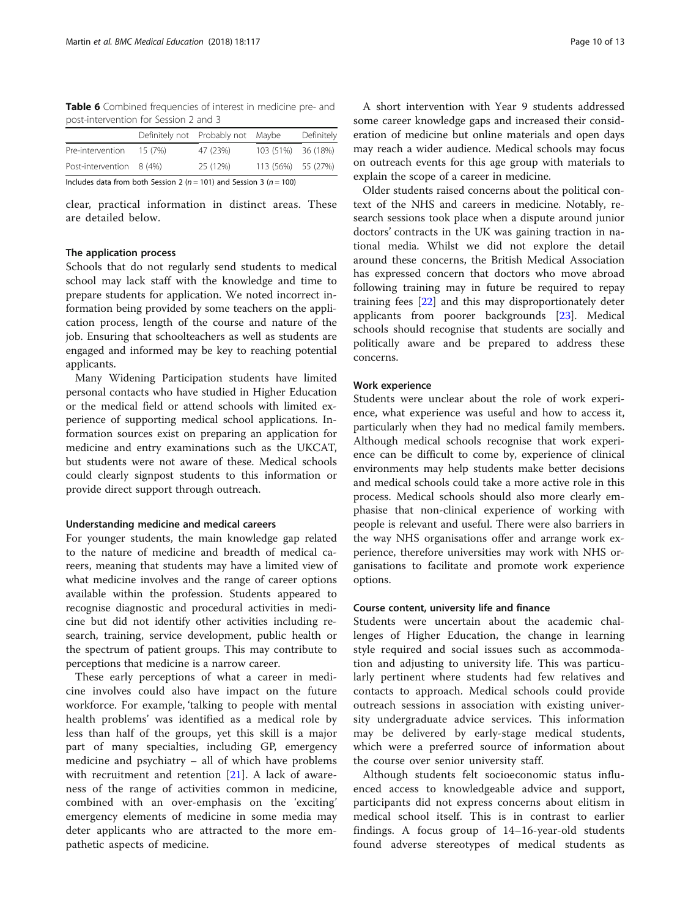**Table 6** Combined frequencies of interest in medicine pre- and post-intervention for Session 2 and 3

| | Definitely not | Probably not | Maybe | Definitely |
|---|---|---|---|---|
| Pre-intervention | 15 (7%) | 47 (23%) | 103 (51%) | 36 (18%) |
| Post-intervention | 8 (4%) | 25 (12%) | 113 (56%) | 55 (27%) |

Includes data from both Session 2 ($n = 101$) and Session 3 ($n = 100$)

clear, practical information in distinct areas. These are detailed below.

#### The application process

Schools that do not regularly send students to medical school may lack staff with the knowledge and time to prepare students for application. We noted incorrect information being provided by some teachers on the application process, length of the course and nature of the job. Ensuring that schoolteachers as well as students are engaged and informed may be key to reaching potential applicants.

Many Widening Participation students have limited personal contacts who have studied in Higher Education or the medical field or attend schools with limited experience of supporting medical school applications. Information sources exist on preparing an application for medicine and entry examinations such as the UKCAT, but students were not aware of these. Medical schools could clearly signpost students to this information or provide direct support through outreach.

#### Understanding medicine and medical careers

For younger students, the main knowledge gap related to the nature of medicine and breadth of medical careers, meaning that students may have a limited view of what medicine involves and the range of career options available within the profession. Students appeared to recognise diagnostic and procedural activities in medicine but did not identify other activities including research, training, service development, public health or the spectrum of patient groups. This may contribute to perceptions that medicine is a narrow career.

These early perceptions of what a career in medicine involves could also have impact on the future workforce. For example, 'talking to people with mental health problems' was identified as a medical role by less than half of the groups, yet this skill is a major part of many specialties, including GP, emergency medicine and psychiatry – all of which have problems with recruitment and retention [21]. A lack of awareness of the range of activities common in medicine, combined with an over-emphasis on the 'exciting' emergency elements of medicine in some media may deter applicants who are attracted to the more empathetic aspects of medicine.

A short intervention with Year 9 students addressed some career knowledge gaps and increased their consideration of medicine but online materials and open days may reach a wider audience. Medical schools may focus on outreach events for this age group with materials to explain the scope of a career in medicine.

Older students raised concerns about the political context of the NHS and careers in medicine. Notably, research sessions took place when a dispute around junior doctors' contracts in the UK was gaining traction in national media. Whilst we did not explore the detail around these concerns, the British Medical Association has expressed concern that doctors who move abroad following training may in future be required to repay training fees [22] and this may disproportionately deter applicants from poorer backgrounds [23]. Medical schools should recognise that students are socially and politically aware and be prepared to address these concerns.

#### Work experience

Students were unclear about the role of work experience, what experience was useful and how to access it, particularly when they had no medical family members. Although medical schools recognise that work experience can be difficult to come by, experience of clinical environments may help students make better decisions and medical schools could take a more active role in this process. Medical schools should also more clearly emphasise that non-clinical experience of working with people is relevant and useful. There were also barriers in the way NHS organisations offer and arrange work experience, therefore universities may work with NHS organisations to facilitate and promote work experience options.

#### Course content, university life and finance

Students were uncertain about the academic challenges of Higher Education, the change in learning style required and social issues such as accommodation and adjusting to university life. This was particularly pertinent where students had few relatives and contacts to approach. Medical schools could provide outreach sessions in association with existing university undergraduate advice services. This information may be delivered by early-stage medical students, which were a preferred source of information about the course over senior university staff.

Although students felt socioeconomic status influenced access to knowledgeable advice and support, participants did not express concerns about elitism in medical school itself. This is in contrast to earlier findings. A focus group of 14–16-year-old students found adverse stereotypes of medical students as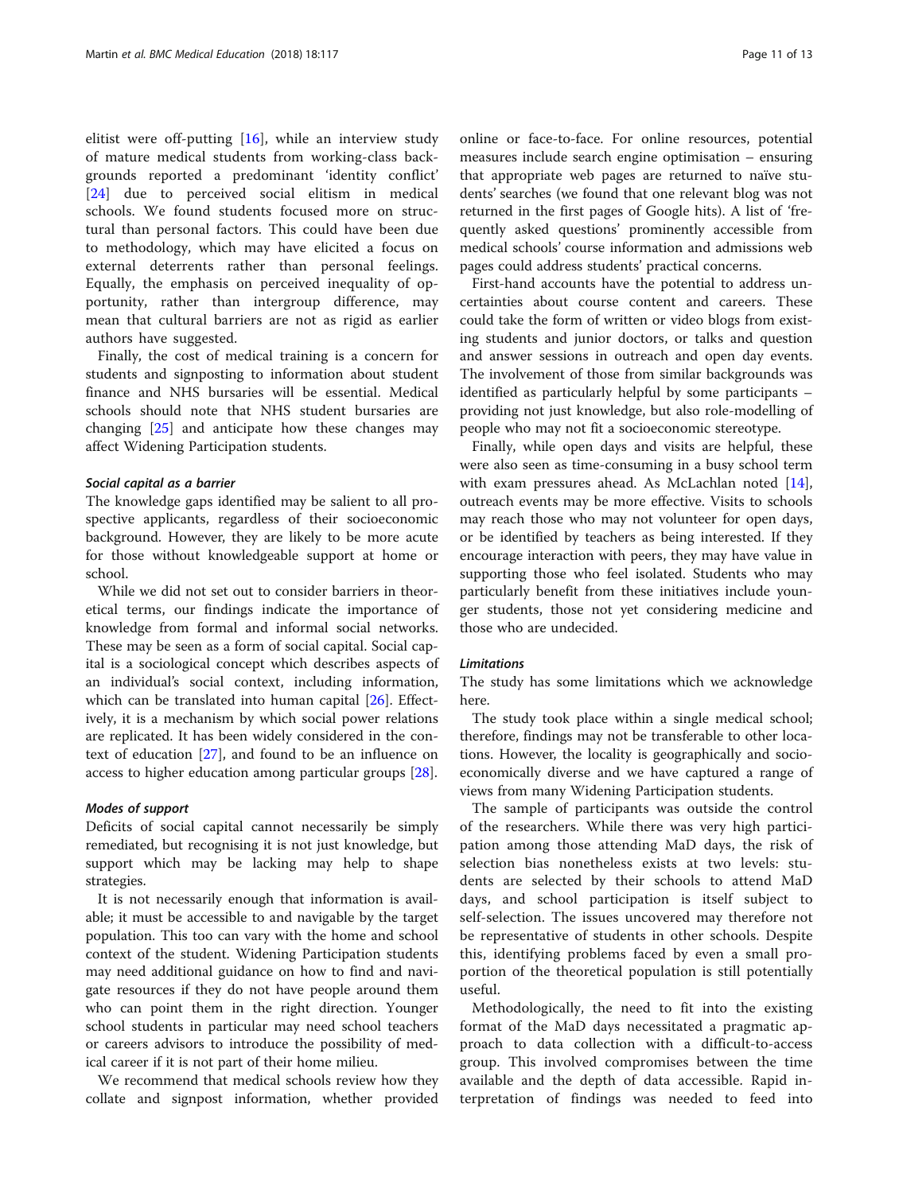elitist were off-putting [16], while an interview study of mature medical students from working-class backgrounds reported a predominant 'identity conflict' [24] due to perceived social elitism in medical schools. We found students focused more on structural than personal factors. This could have been due to methodology, which may have elicited a focus on external deterrents rather than personal feelings. Equally, the emphasis on perceived inequality of opportunity, rather than intergroup difference, may mean that cultural barriers are not as rigid as earlier authors have suggested.

Finally, the cost of medical training is a concern for students and signposting to information about student finance and NHS bursaries will be essential. Medical schools should note that NHS student bursaries are changing [25] and anticipate how these changes may affect Widening Participation students.

#### *Social capital as a barrier*

The knowledge gaps identified may be salient to all prospective applicants, regardless of their socioeconomic background. However, they are likely to be more acute for those without knowledgeable support at home or school.

While we did not set out to consider barriers in theoretical terms, our findings indicate the importance of knowledge from formal and informal social networks. These may be seen as a form of social capital. Social capital is a sociological concept which describes aspects of an individual's social context, including information, which can be translated into human capital [26]. Effectively, it is a mechanism by which social power relations are replicated. It has been widely considered in the context of education [27], and found to be an influence on access to higher education among particular groups [28].

#### *Modes of support*

Deficits of social capital cannot necessarily be simply remediated, but recognising it is not just knowledge, but support which may be lacking may help to shape strategies.

It is not necessarily enough that information is available; it must be accessible to and navigable by the target population. This too can vary with the home and school context of the student. Widening Participation students may need additional guidance on how to find and navigate resources if they do not have people around them who can point them in the right direction. Younger school students in particular may need school teachers or careers advisors to introduce the possibility of medical career if it is not part of their home milieu.

We recommend that medical schools review how they collate and signpost information, whether provided online or face-to-face. For online resources, potential measures include search engine optimisation – ensuring that appropriate web pages are returned to naïve students' searches (we found that one relevant blog was not returned in the first pages of Google hits). A list of 'frequently asked questions' prominently accessible from medical schools' course information and admissions web pages could address students' practical concerns.

First-hand accounts have the potential to address uncertainties about course content and careers. These could take the form of written or video blogs from existing students and junior doctors, or talks and question and answer sessions in outreach and open day events. The involvement of those from similar backgrounds was identified as particularly helpful by some participants – providing not just knowledge, but also role-modelling of people who may not fit a socioeconomic stereotype.

Finally, while open days and visits are helpful, these were also seen as time-consuming in a busy school term with exam pressures ahead. As McLachlan noted [14], outreach events may be more effective. Visits to schools may reach those who may not volunteer for open days, or be identified by teachers as being interested. If they encourage interaction with peers, they may have value in supporting those who feel isolated. Students who may particularly benefit from these initiatives include younger students, those not yet considering medicine and those who are undecided.

#### *Limitations*

The study has some limitations which we acknowledge here.

The study took place within a single medical school; therefore, findings may not be transferable to other locations. However, the locality is geographically and socioeconomically diverse and we have captured a range of views from many Widening Participation students.

The sample of participants was outside the control of the researchers. While there was very high participation among those attending MaD days, the risk of selection bias nonetheless exists at two levels: students are selected by their schools to attend MaD days, and school participation is itself subject to self-selection. The issues uncovered may therefore not be representative of students in other schools. Despite this, identifying problems faced by even a small proportion of the theoretical population is still potentially useful.

Methodologically, the need to fit into the existing format of the MaD days necessitated a pragmatic approach to data collection with a difficult-to-access group. This involved compromises between the time available and the depth of data accessible. Rapid interpretation of findings was needed to feed into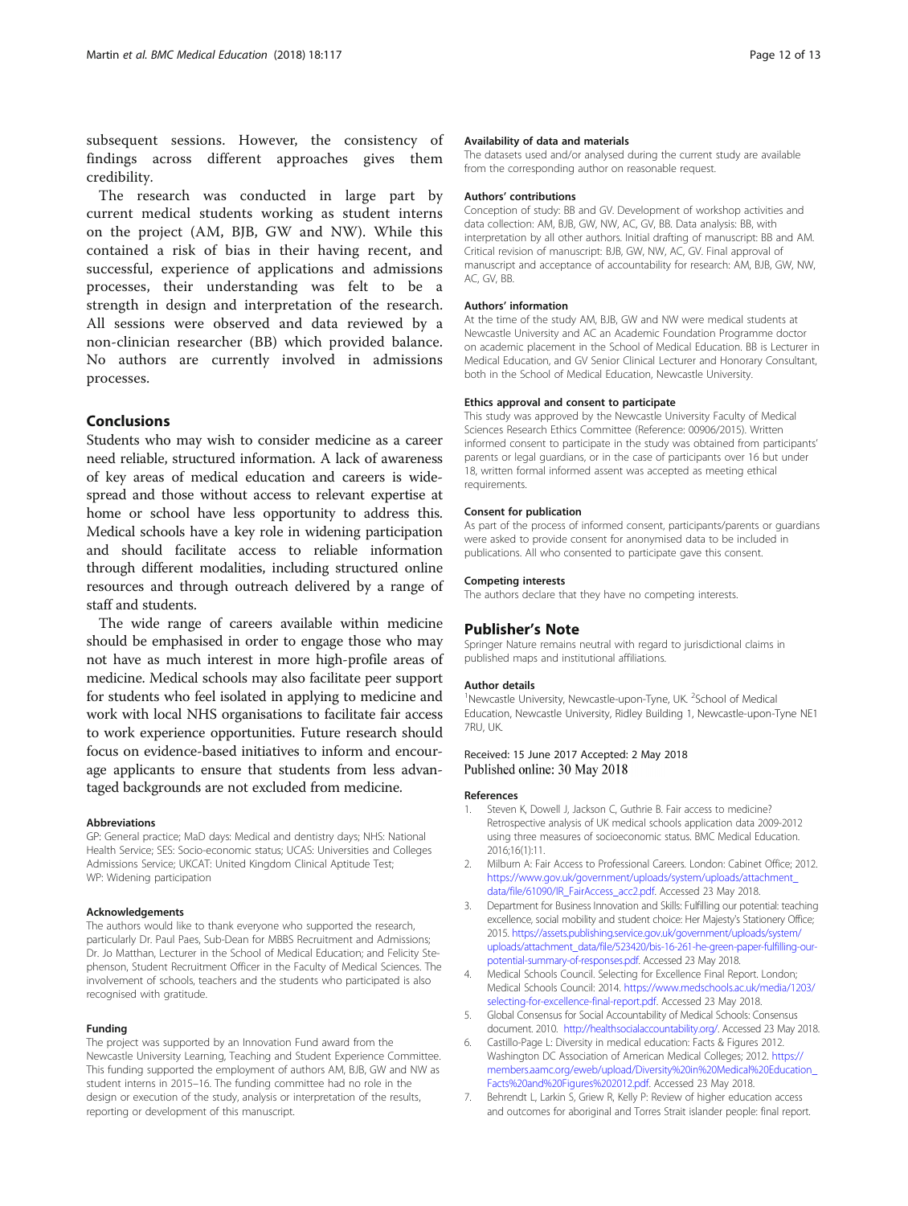subsequent sessions. However, the consistency of findings across different approaches gives them credibility.

The research was conducted in large part by current medical students working as student interns on the project (AM, BJB, GW and NW). While this contained a risk of bias in their having recent, and successful, experience of applications and admissions processes, their understanding was felt to be a strength in design and interpretation of the research. All sessions were observed and data reviewed by a non-clinician researcher (BB) which provided balance. No authors are currently involved in admissions processes.

## Conclusions

Students who may wish to consider medicine as a career need reliable, structured information. A lack of awareness of key areas of medical education and careers is widespread and those without access to relevant expertise at home or school have less opportunity to address this. Medical schools have a key role in widening participation and should facilitate access to reliable information through different modalities, including structured online resources and through outreach delivered by a range of staff and students.

The wide range of careers available within medicine should be emphasised in order to engage those who may not have as much interest in more high-profile areas of medicine. Medical schools may also facilitate peer support for students who feel isolated in applying to medicine and work with local NHS organisations to facilitate fair access to work experience opportunities. Future research should focus on evidence-based initiatives to inform and encourage applicants to ensure that students from less advantaged backgrounds are not excluded from medicine.

#### Abbreviations

GP: General practice; MaD days: Medical and dentistry days; NHS: National Health Service; SES: Socio-economic status; UCAS: Universities and Colleges Admissions Service; UKCAT: United Kingdom Clinical Aptitude Test; WP: Widening participation

#### Acknowledgements

The authors would like to thank everyone who supported the research, particularly Dr. Paul Paes, Sub-Dean for MBBS Recruitment and Admissions; Dr. Jo Matthan, Lecturer in the School of Medical Education; and Felicity Stephenson, Student Recruitment Officer in the Faculty of Medical Sciences. The involvement of schools, teachers and the students who participated is also recognised with gratitude.

#### Funding

The project was supported by an Innovation Fund award from the Newcastle University Learning, Teaching and Student Experience Committee. This funding supported the employment of authors AM, BJB, GW and NW as student interns in 2015–16. The funding committee had no role in the design or execution of the study, analysis or interpretation of the results, reporting or development of this manuscript.

#### Availability of data and materials

The datasets used and/or analysed during the current study are available from the corresponding author on reasonable request.

#### Authors' contributions

Conception of study: BB and GV. Development of workshop activities and data collection: AM, BJB, GW, NW, AC, GV, BB. Data analysis: BB, with interpretation by all other authors. Initial drafting of manuscript: BB and AM. Critical revision of manuscript: BJB, GW, NW, AC, GV. Final approval of manuscript and acceptance of accountability for research: AM, BJB, GW, NW, AC, GV, BB.

#### Authors' information

At the time of the study AM, BJB, GW and NW were medical students at Newcastle University and AC an Academic Foundation Programme doctor on academic placement in the School of Medical Education. BB is Lecturer in Medical Education, and GV Senior Clinical Lecturer and Honorary Consultant, both in the School of Medical Education, Newcastle University.

#### Ethics approval and consent to participate

This study was approved by the Newcastle University Faculty of Medical Sciences Research Ethics Committee (Reference: 00906/2015). Written informed consent to participate in the study was obtained from participants' parents or legal guardians, or in the case of participants over 16 but under 18, written formal informed assent was accepted as meeting ethical requirements.

#### Consent for publication

As part of the process of informed consent, participants/parents or guardians were asked to provide consent for anonymised data to be included in publications. All who consented to participate gave this consent.

#### Competing interests

The authors declare that they have no competing interests.

## Publisher's Note

Springer Nature remains neutral with regard to jurisdictional claims in published maps and institutional affiliations.

#### Author details

[1]Newcastle University, Newcastle-upon-Tyne, UK. [2]School of Medical Education, Newcastle University, Ridley Building 1, Newcastle-upon-Tyne NE1 7RU, UK.

Received: 15 June 2017 Accepted: 2 May 2018
Published online: 30 May 2018

#### References

1. Steven K, Dowell J, Jackson C, Guthrie B. Fair access to medicine? Retrospective analysis of UK medical schools application data 2009-2012 using three measures of socioeconomic status. BMC Medical Education. 2016;16(1):11.
2. Milburn A: Fair Access to Professional Careers. London: Cabinet Office; 2012. https://www.gov.uk/government/uploads/system/uploads/attachment_data/file/61090/IR_FairAccess_acc2.pdf. Accessed 23 May 2018.
3. Department for Business Innovation and Skills: Fulfilling our potential: teaching excellence, social mobility and student choice: Her Majesty's Stationery Office; 2015. https://assets.publishing.service.gov.uk/government/uploads/system/uploads/attachment_data/file/523420/bis-16-261-he-green-paper-fulfilling-our-potential-summary-of-responses.pdf. Accessed 23 May 2018.
4. Medical Schools Council. Selecting for Excellence Final Report. London; Medical Schools Council: 2014. https://www.medschools.ac.uk/media/1203/selecting-for-excellence-final-report.pdf. Accessed 23 May 2018.
5. Global Consensus for Social Accountability of Medical Schools: Consensus document. 2010. http://healthsocialaccountability.org/. Accessed 23 May 2018.
6. Castillo-Page L: Diversity in medical education: Facts & Figures 2012. Washington DC Association of American Medical Colleges; 2012. https://members.aamc.org/eweb/upload/Diversity%20in%20Medical%20Education_Facts%20and%20Figures%202012.pdf. Accessed 23 May 2018.
7. Behrendt L, Larkin S, Griew R, Kelly P: Review of higher education access and outcomes for aboriginal and Torres Strait islander people: final report.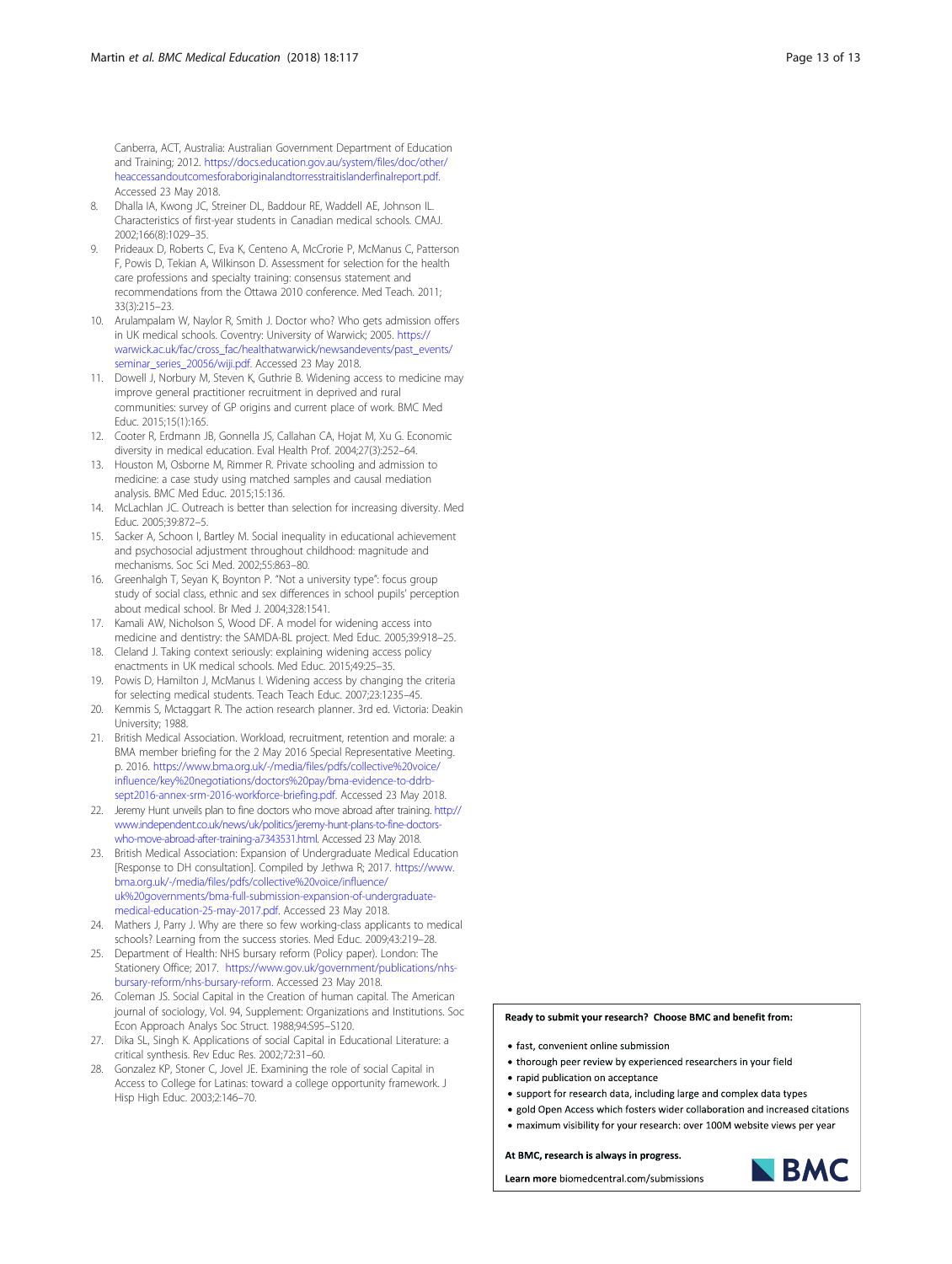Canberra, ACT, Australia: Australian Government Department of Education and Training; 2012. https://docs.education.gov.au/system/files/doc/other/heaccessandoutcomesforaboriginalandtorresstraitislanderfinalreport.pdf. Accessed 23 May 2018.

8. Dhalla IA, Kwong JC, Streiner DL, Baddour RE, Waddell AE, Johnson IL. Characteristics of first-year students in Canadian medical schools. CMAJ. 2002;166(8):1029–35.
9. Prideaux D, Roberts C, Eva K, Centeno A, McCrorie P, McManus C, Patterson F, Powis D, Tekian A, Wilkinson D. Assessment for selection for the health care professions and specialty training: consensus statement and recommendations from the Ottawa 2010 conference. Med Teach. 2011; 33(3):215–23.
10. Arulampalam W, Naylor R, Smith J. Doctor who? Who gets admission offers in UK medical schools. Coventry: University of Warwick; 2005. https://warwick.ac.uk/fac/cross_fac/healthatwarwick/newsandevents/past_events/seminar_series_20056/wiji.pdf. Accessed 23 May 2018.
11. Dowell J, Norbury M, Steven K, Guthrie B. Widening access to medicine may improve general practitioner recruitment in deprived and rural communities: survey of GP origins and current place of work. BMC Med Educ. 2015;15(1):165.
12. Cooter R, Erdmann JB, Gonnella JS, Callahan CA, Hojat M, Xu G. Economic diversity in medical education. Eval Health Prof. 2004;27(3):252–64.
13. Houston M, Osborne M, Rimmer R. Private schooling and admission to medicine: a case study using matched samples and causal mediation analysis. BMC Med Educ. 2015;15:136.
14. McLachlan JC. Outreach is better than selection for increasing diversity. Med Educ. 2005;39:872–5.
15. Sacker A, Schoon I, Bartley M. Social inequality in educational achievement and psychosocial adjustment throughout childhood: magnitude and mechanisms. Soc Sci Med. 2002;55:863–80.
16. Greenhalgh T, Seyan K, Boynton P. "Not a university type": focus group study of social class, ethnic and sex differences in school pupils' perception about medical school. Br Med J. 2004;328:1541.
17. Kamali AW, Nicholson S, Wood DF. A model for widening access into medicine and dentistry: the SAMDA-BL project. Med Educ. 2005;39:918–25.
18. Cleland J. Taking context seriously: explaining widening access policy enactments in UK medical schools. Med Educ. 2015;49:25–35.
19. Powis D, Hamilton J, McManus I. Widening access by changing the criteria for selecting medical students. Teach Teach Educ. 2007;23:1235–45.
20. Kemmis S, Mctaggart R. The action research planner. 3rd ed. Victoria: Deakin University; 1988.
21. British Medical Association. Workload, recruitment, retention and morale: a BMA member briefing for the 2 May 2016 Special Representative Meeting. p. 2016. https://www.bma.org.uk/-/media/files/pdfs/collective%20voice/influence/key%20negotiations/doctors%20pay/bma-evidence-to-ddrb-sept2016-annex-srm-2016-workforce-briefing.pdf. Accessed 23 May 2018.
22. Jeremy Hunt unveils plan to fine doctors who move abroad after training. http://www.independent.co.uk/news/uk/politics/jeremy-hunt-plans-to-fine-doctors-who-move-abroad-after-training-a7343531.html. Accessed 23 May 2018.
23. British Medical Association: Expansion of Undergraduate Medical Education [Response to DH consultation]. Compiled by Jethwa R; 2017. https://www.bma.org.uk/-/media/files/pdfs/collective%20voice/influence/uk%20governments/bma-full-submission-expansion-of-undergraduate-medical-education-25-may-2017.pdf. Accessed 23 May 2018.
24. Mathers J, Parry J. Why are there so few working-class applicants to medical schools? Learning from the success stories. Med Educ. 2009;43:219–28.
25. Department of Health: NHS bursary reform (Policy paper). London: The Stationery Office; 2017. https://www.gov.uk/government/publications/nhs-bursary-reform/nhs-bursary-reform. Accessed 23 May 2018.
26. Coleman JS. Social Capital in the Creation of human capital. The American journal of sociology, Vol. 94, Supplement: Organizations and Institutions. Soc Econ Approach Analys Soc Struct. 1988;94:S95–S120.
27. Dika SL, Singh K. Applications of social Capital in Educational Literature: a critical synthesis. Rev Educ Res. 2002;72:31–60.
28. Gonzalez KP, Stoner C, Jovel JE. Examining the role of social Capital in Access to College for Latinas: toward a college opportunity framework. J Hisp High Educ. 2003;2:146–70.

**Ready to submit your research? Choose BMC and benefit from:**

- fast, convenient online submission
- thorough peer review by experienced researchers in your field
- rapid publication on acceptance
- support for research data, including large and complex data types
- gold Open Access which fosters wider collaboration and increased citations
- maximum visibility for your research: over 100M website views per year

**At BMC, research is always in progress.**

**Learn more** biomedcentral.com/submissions

BMC